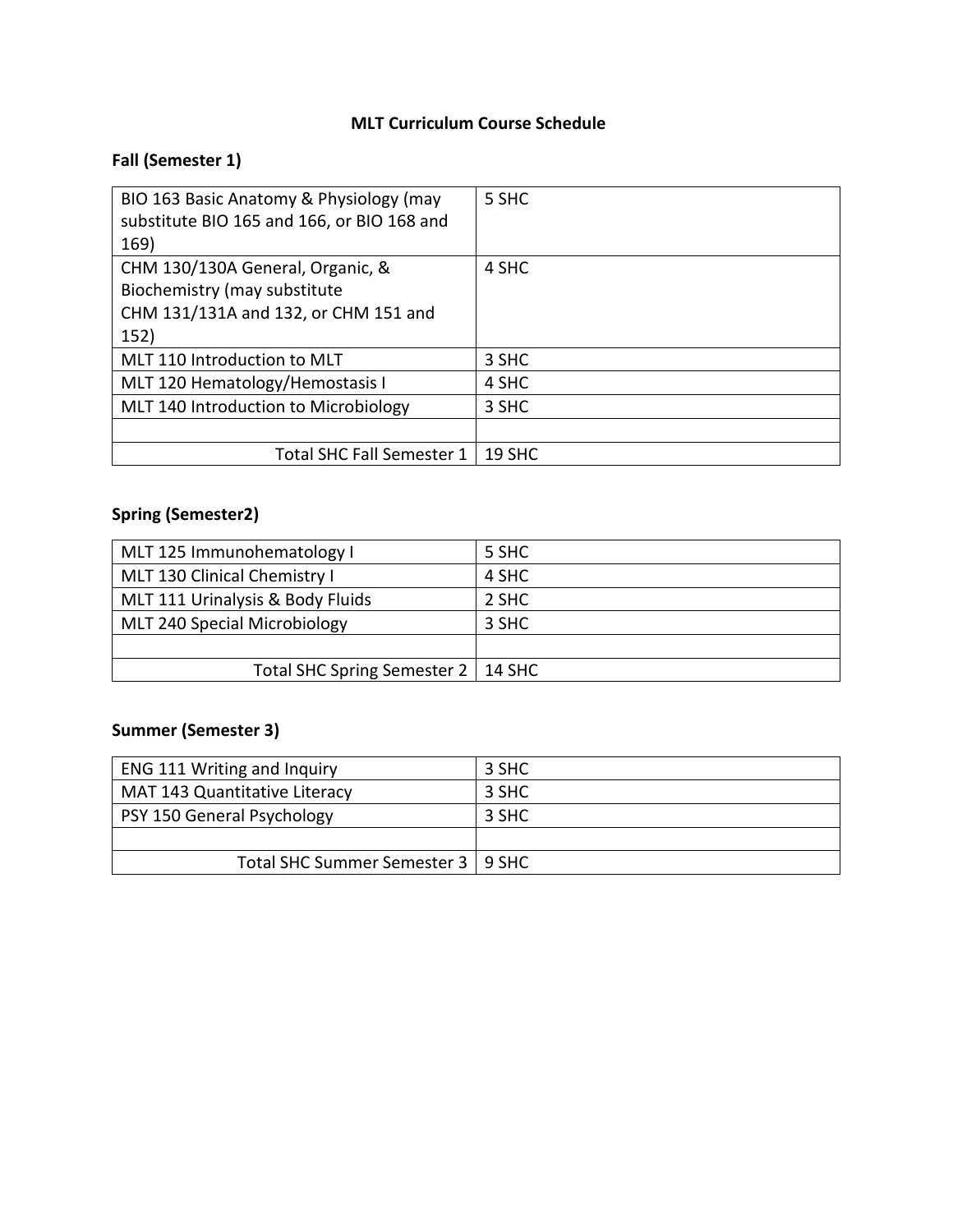# MLT Curriculum Course Schedule

## Fall (Semester 1)

| | |
|---|---|
| BIO 163 Basic Anatomy & Physiology (may substitute BIO 165 and 166, or BIO 168 and 169) | 5 SHC |
| CHM 130/130A General, Organic, & Biochemistry (may substitute CHM 131/131A and 132, or CHM 151 and 152) | 4 SHC |
| MLT 110 Introduction to MLT | 3 SHC |
| MLT 120 Hematology/Hemostasis I | 4 SHC |
| MLT 140 Introduction to Microbiology | 3 SHC |
| | |
| Total SHC Fall Semester 1 | 19 SHC |

## Spring (Semester2)

| | |
|---|---|
| MLT 125 Immunohematology I | 5 SHC |
| MLT 130 Clinical Chemistry I | 4 SHC |
| MLT 111 Urinalysis & Body Fluids | 2 SHC |
| MLT 240 Special Microbiology | 3 SHC |
| | |
| Total SHC Spring Semester 2 | 14 SHC |

## Summer (Semester 3)

| | |
|---|---|
| ENG 111 Writing and Inquiry | 3 SHC |
| MAT 143 Quantitative Literacy | 3 SHC |
| PSY 150 General Psychology | 3 SHC |
| | |
| Total SHC Summer Semester 3 | 9 SHC |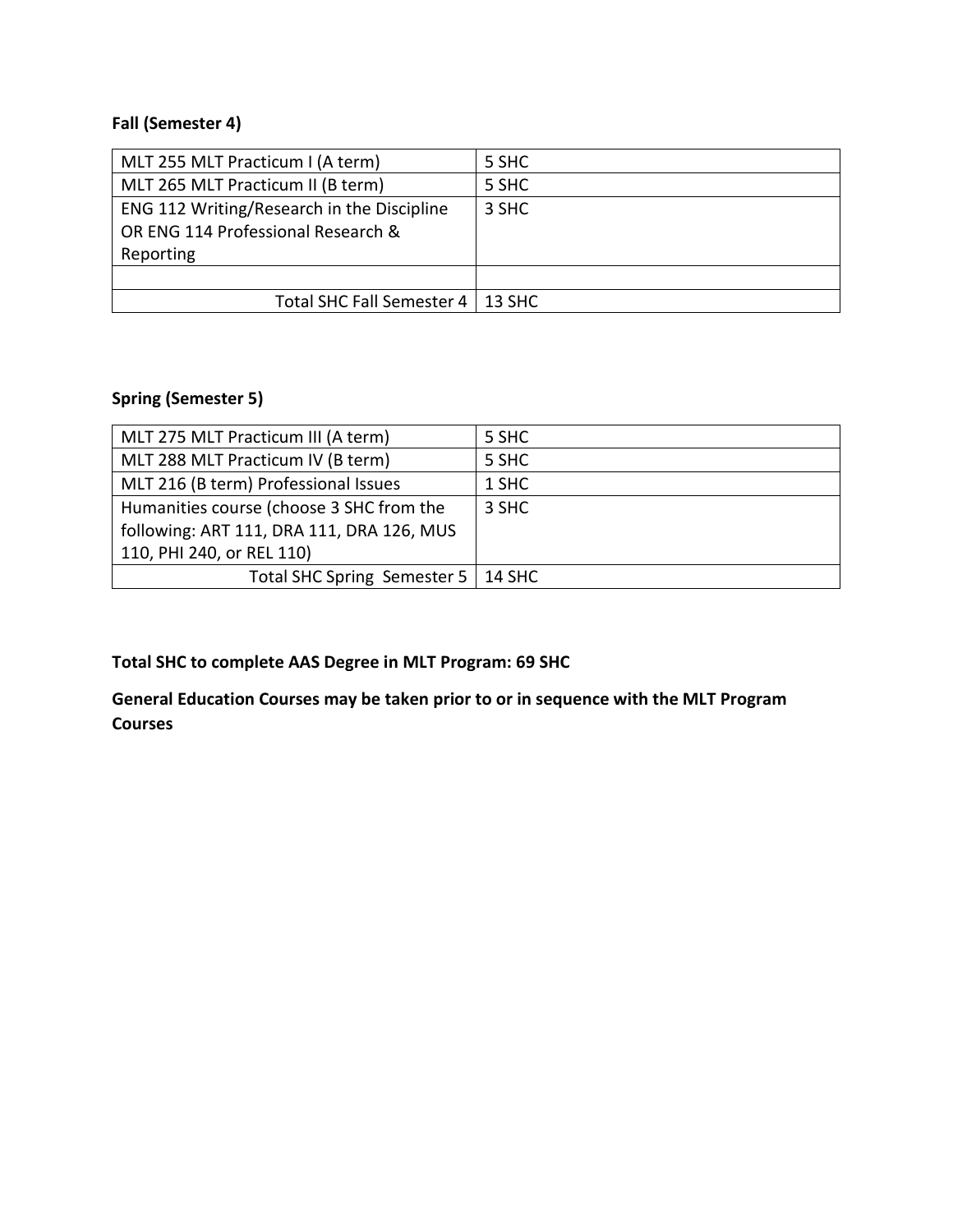**Fall (Semester 4)**

| | |
|---|---|
| MLT 255 MLT Practicum I (A term) | 5 SHC |
| MLT 265 MLT Practicum II (B term) | 5 SHC |
| ENG 112 Writing/Research in the Discipline OR ENG 114 Professional Research & Reporting | 3 SHC |
| | |
| Total SHC Fall Semester 4 | 13 SHC |

**Spring (Semester 5)**

| | |
|---|---|
| MLT 275 MLT Practicum III (A term) | 5 SHC |
| MLT 288 MLT Practicum IV (B term) | 5 SHC |
| MLT 216 (B term) Professional Issues | 1 SHC |
| Humanities course (choose 3 SHC from the following: ART 111, DRA 111, DRA 126, MUS 110, PHI 240, or REL 110) | 3 SHC |
| Total SHC Spring Semester 5 | 14 SHC |

**Total SHC to complete AAS Degree in MLT Program: 69 SHC**

**General Education Courses may be taken prior to or in sequence with the MLT Program Courses**